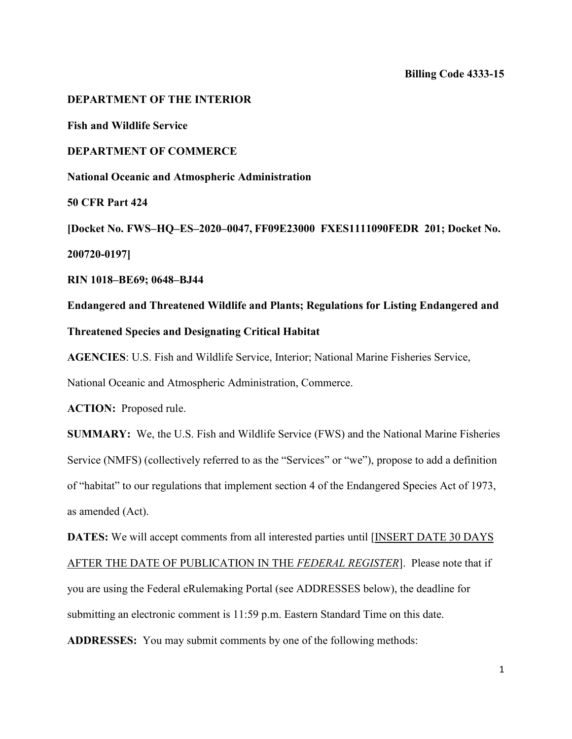**Billing Code 4333-15**

**DEPARTMENT OF THE INTERIOR**

**Fish and Wildlife Service**

**DEPARTMENT OF COMMERCE**

**National Oceanic and Atmospheric Administration**

**50 CFR Part 424**

**[Docket No. FWS–HQ–ES–2020–0047, FF09E23000 FXES1111090FEDR 201; Docket No. 200720-0197]**

**RIN 1018–BE69; 0648–BJ44**

**Endangered and Threatened Wildlife and Plants; Regulations for Listing Endangered and Threatened Species and Designating Critical Habitat**

**AGENCIES**: U.S. Fish and Wildlife Service, Interior; National Marine Fisheries Service, National Oceanic and Atmospheric Administration, Commerce.

**ACTION:** Proposed rule.

**SUMMARY:** We, the U.S. Fish and Wildlife Service (FWS) and the National Marine Fisheries Service (NMFS) (collectively referred to as the "Services" or "we"), propose to add a definition of "habitat" to our regulations that implement section 4 of the Endangered Species Act of 1973, as amended (Act).

**DATES:** We will accept comments from all interested parties until [INSERT DATE 30 DAYS AFTER THE DATE OF PUBLICATION IN THE *FEDERAL REGISTER*]. Please note that if you are using the Federal eRulemaking Portal (see ADDRESSES below), the deadline for submitting an electronic comment is 11:59 p.m. Eastern Standard Time on this date.

**ADDRESSES:** You may submit comments by one of the following methods: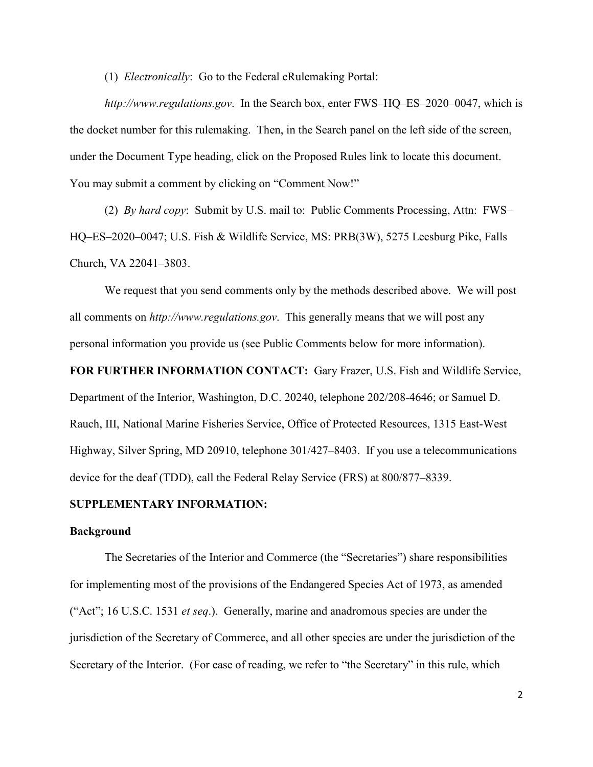(1) *Electronically*: Go to the Federal eRulemaking Portal: *http://www.regulations.gov*. In the Search box, enter FWS–HQ–ES–2020–0047, which is the docket number for this rulemaking. Then, in the Search panel on the left side of the screen, under the Document Type heading, click on the Proposed Rules link to locate this document. You may submit a comment by clicking on "Comment Now!"

(2) *By hard copy*: Submit by U.S. mail to: Public Comments Processing, Attn: FWS–HQ–ES–2020–0047; U.S. Fish & Wildlife Service, MS: PRB(3W), 5275 Leesburg Pike, Falls Church, VA 22041–3803.

We request that you send comments only by the methods described above. We will post all comments on *http://www.regulations.gov*. This generally means that we will post any personal information you provide us (see Public Comments below for more information).

**FOR FURTHER INFORMATION CONTACT:** Gary Frazer, U.S. Fish and Wildlife Service, Department of the Interior, Washington, D.C. 20240, telephone 202/208-4646; or Samuel D. Rauch, III, National Marine Fisheries Service, Office of Protected Resources, 1315 East-West Highway, Silver Spring, MD 20910, telephone 301/427–8403. If you use a telecommunications device for the deaf (TDD), call the Federal Relay Service (FRS) at 800/877–8339.

**SUPPLEMENTARY INFORMATION:**

**Background**

The Secretaries of the Interior and Commerce (the "Secretaries") share responsibilities for implementing most of the provisions of the Endangered Species Act of 1973, as amended ("Act"; 16 U.S.C. 1531 *et seq*.). Generally, marine and anadromous species are under the jurisdiction of the Secretary of Commerce, and all other species are under the jurisdiction of the Secretary of the Interior. (For ease of reading, we refer to "the Secretary" in this rule, which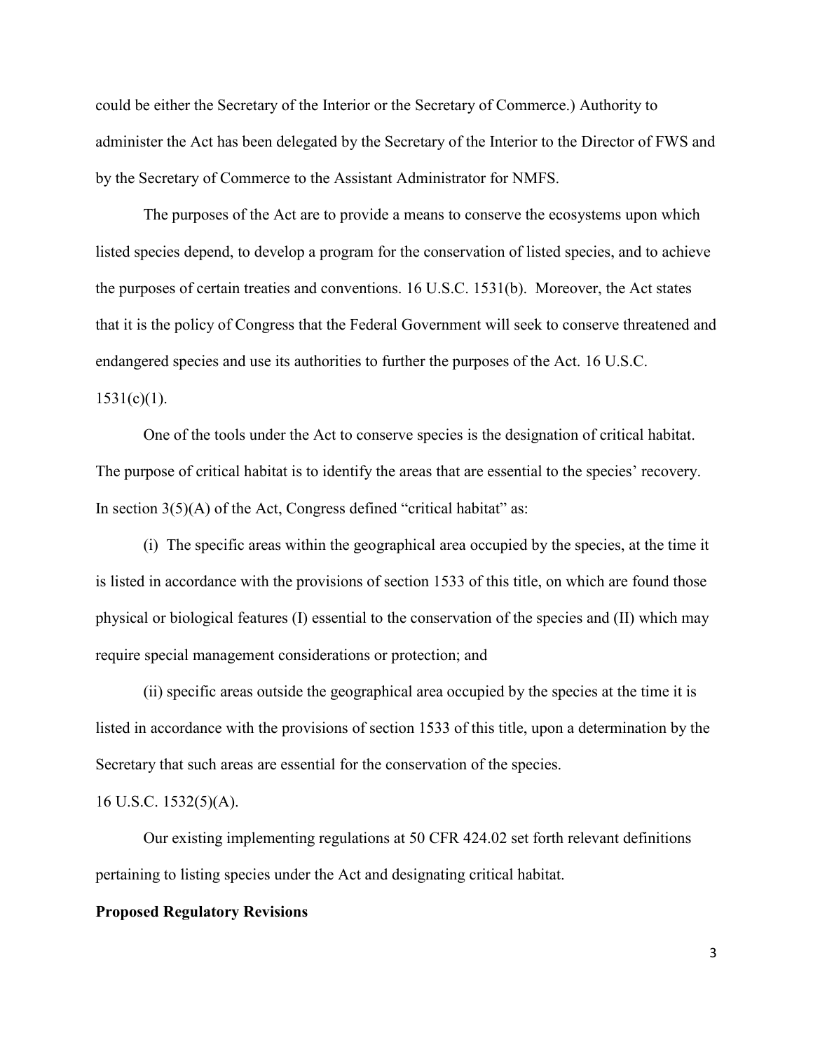could be either the Secretary of the Interior or the Secretary of Commerce.) Authority to administer the Act has been delegated by the Secretary of the Interior to the Director of FWS and by the Secretary of Commerce to the Assistant Administrator for NMFS.

The purposes of the Act are to provide a means to conserve the ecosystems upon which listed species depend, to develop a program for the conservation of listed species, and to achieve the purposes of certain treaties and conventions. 16 U.S.C. 1531(b). Moreover, the Act states that it is the policy of Congress that the Federal Government will seek to conserve threatened and endangered species and use its authorities to further the purposes of the Act. 16 U.S.C. 1531(c)(1).

One of the tools under the Act to conserve species is the designation of critical habitat. The purpose of critical habitat is to identify the areas that are essential to the species' recovery. In section 3(5)(A) of the Act, Congress defined "critical habitat" as:

(i) The specific areas within the geographical area occupied by the species, at the time it is listed in accordance with the provisions of section 1533 of this title, on which are found those physical or biological features (I) essential to the conservation of the species and (II) which may require special management considerations or protection; and

(ii) specific areas outside the geographical area occupied by the species at the time it is listed in accordance with the provisions of section 1533 of this title, upon a determination by the Secretary that such areas are essential for the conservation of the species.

16 U.S.C. 1532(5)(A).

Our existing implementing regulations at 50 CFR 424.02 set forth relevant definitions pertaining to listing species under the Act and designating critical habitat.

**Proposed Regulatory Revisions**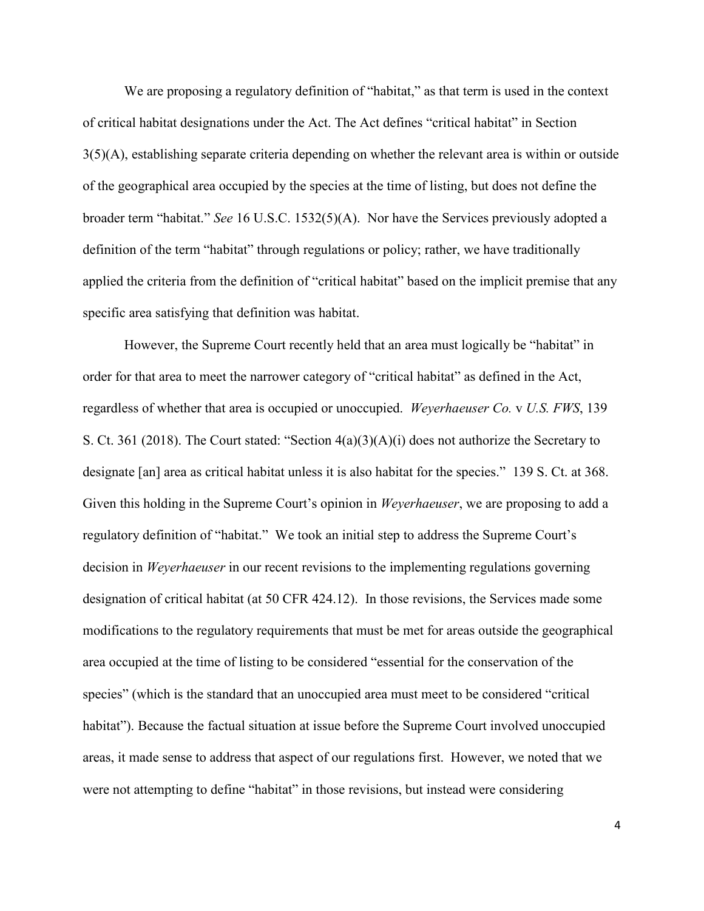We are proposing a regulatory definition of "habitat," as that term is used in the context of critical habitat designations under the Act. The Act defines "critical habitat" in Section 3(5)(A), establishing separate criteria depending on whether the relevant area is within or outside of the geographical area occupied by the species at the time of listing, but does not define the broader term "habitat." *See* 16 U.S.C. 1532(5)(A). Nor have the Services previously adopted a definition of the term "habitat" through regulations or policy; rather, we have traditionally applied the criteria from the definition of "critical habitat" based on the implicit premise that any specific area satisfying that definition was habitat.

However, the Supreme Court recently held that an area must logically be "habitat" in order for that area to meet the narrower category of "critical habitat" as defined in the Act, regardless of whether that area is occupied or unoccupied. *Weyerhaeuser Co.* v *U.S. FWS*, 139 S. Ct. 361 (2018). The Court stated: "Section 4(a)(3)(A)(i) does not authorize the Secretary to designate [an] area as critical habitat unless it is also habitat for the species." 139 S. Ct. at 368. Given this holding in the Supreme Court's opinion in *Weyerhaeuser*, we are proposing to add a regulatory definition of "habitat." We took an initial step to address the Supreme Court's decision in *Weyerhaeuser* in our recent revisions to the implementing regulations governing designation of critical habitat (at 50 CFR 424.12). In those revisions, the Services made some modifications to the regulatory requirements that must be met for areas outside the geographical area occupied at the time of listing to be considered "essential for the conservation of the species" (which is the standard that an unoccupied area must meet to be considered "critical habitat"). Because the factual situation at issue before the Supreme Court involved unoccupied areas, it made sense to address that aspect of our regulations first. However, we noted that we were not attempting to define "habitat" in those revisions, but instead were considering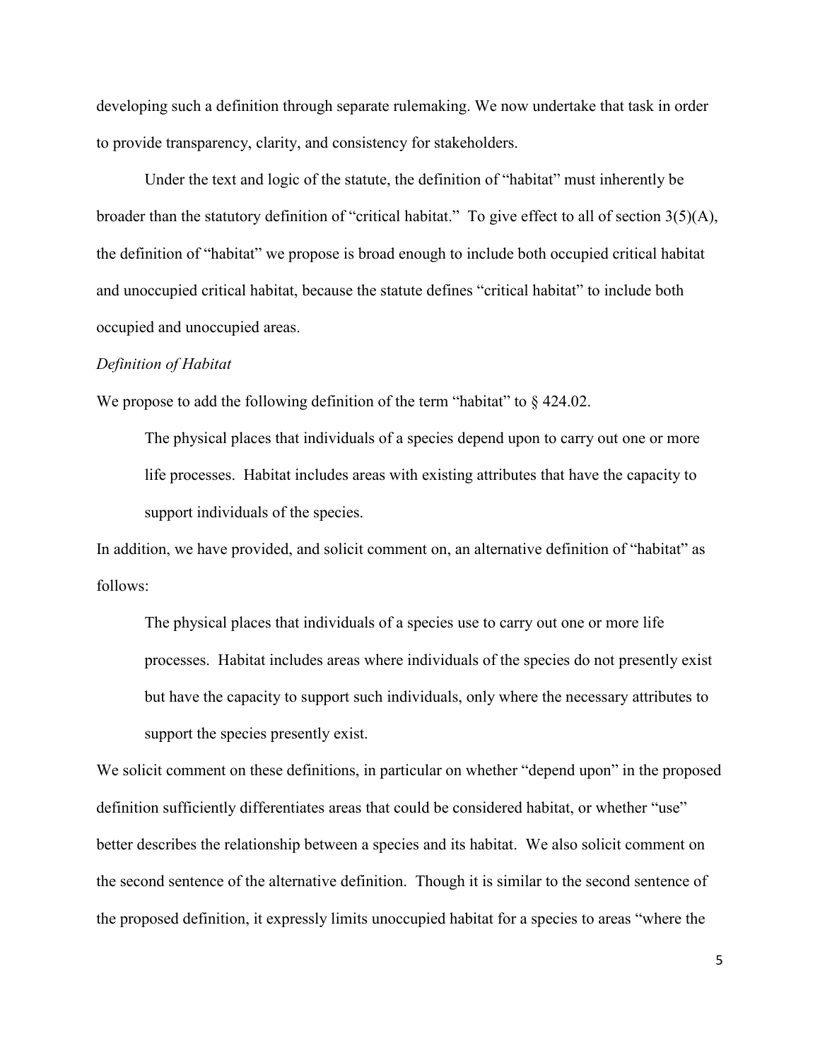developing such a definition through separate rulemaking. We now undertake that task in order to provide transparency, clarity, and consistency for stakeholders.

Under the text and logic of the statute, the definition of "habitat" must inherently be broader than the statutory definition of "critical habitat." To give effect to all of section 3(5)(A), the definition of "habitat" we propose is broad enough to include both occupied critical habitat and unoccupied critical habitat, because the statute defines "critical habitat" to include both occupied and unoccupied areas.

*Definition of Habitat*

We propose to add the following definition of the term "habitat" to § 424.02.

> The physical places that individuals of a species depend upon to carry out one or more life processes. Habitat includes areas with existing attributes that have the capacity to support individuals of the species.

In addition, we have provided, and solicit comment on, an alternative definition of "habitat" as follows:

> The physical places that individuals of a species use to carry out one or more life processes. Habitat includes areas where individuals of the species do not presently exist but have the capacity to support such individuals, only where the necessary attributes to support the species presently exist.

We solicit comment on these definitions, in particular on whether "depend upon" in the proposed definition sufficiently differentiates areas that could be considered habitat, or whether "use" better describes the relationship between a species and its habitat. We also solicit comment on the second sentence of the alternative definition. Though it is similar to the second sentence of the proposed definition, it expressly limits unoccupied habitat for a species to areas "where the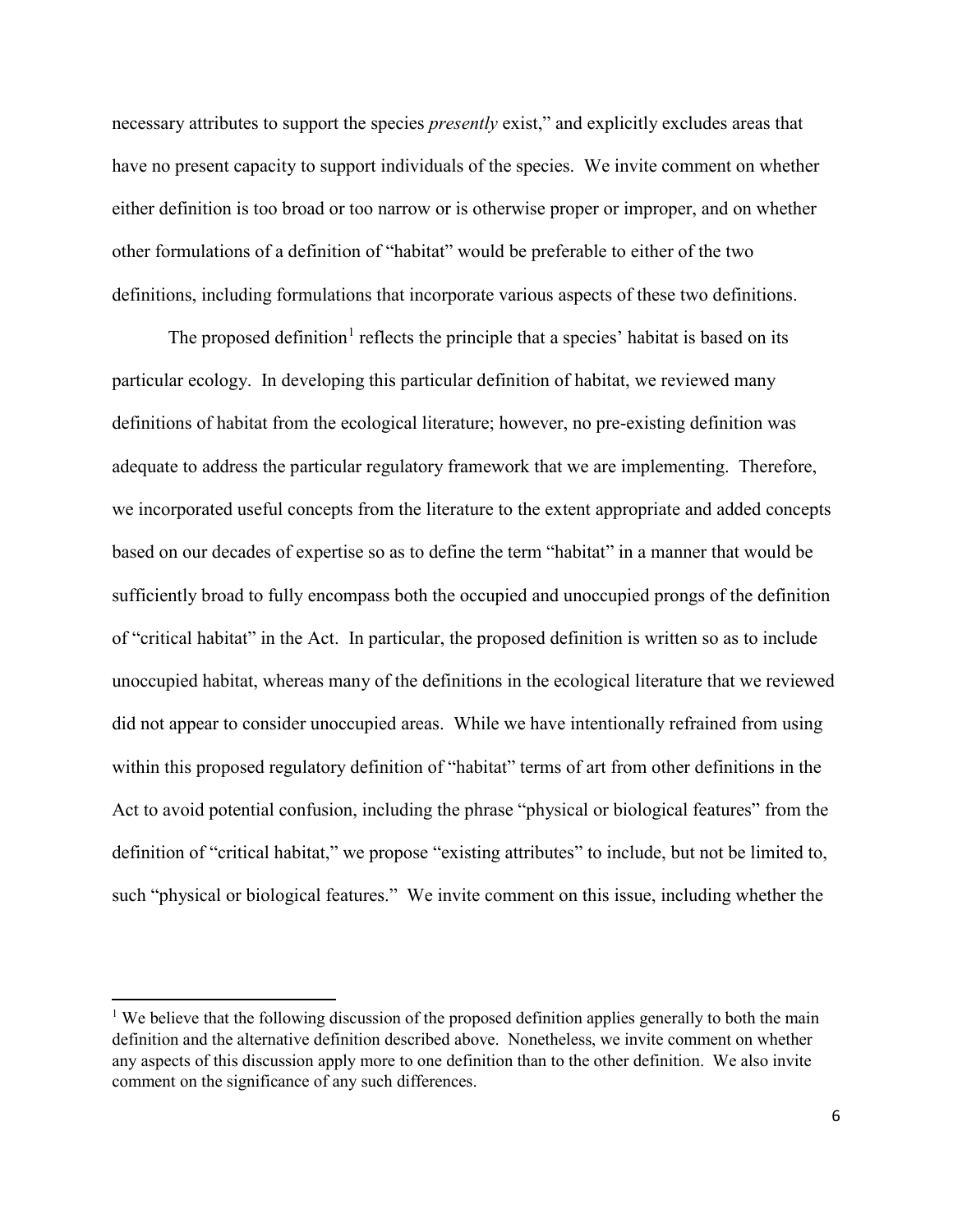necessary attributes to support the species *presently* exist," and explicitly excludes areas that have no present capacity to support individuals of the species. We invite comment on whether either definition is too broad or too narrow or is otherwise proper or improper, and on whether other formulations of a definition of "habitat" would be preferable to either of the two definitions, including formulations that incorporate various aspects of these two definitions.

The proposed definition[1] reflects the principle that a species' habitat is based on its particular ecology. In developing this particular definition of habitat, we reviewed many definitions of habitat from the ecological literature; however, no pre-existing definition was adequate to address the particular regulatory framework that we are implementing. Therefore, we incorporated useful concepts from the literature to the extent appropriate and added concepts based on our decades of expertise so as to define the term "habitat" in a manner that would be sufficiently broad to fully encompass both the occupied and unoccupied prongs of the definition of "critical habitat" in the Act. In particular, the proposed definition is written so as to include unoccupied habitat, whereas many of the definitions in the ecological literature that we reviewed did not appear to consider unoccupied areas. While we have intentionally refrained from using within this proposed regulatory definition of "habitat" terms of art from other definitions in the Act to avoid potential confusion, including the phrase "physical or biological features" from the definition of "critical habitat," we propose "existing attributes" to include, but not be limited to, such "physical or biological features." We invite comment on this issue, including whether the

[1] We believe that the following discussion of the proposed definition applies generally to both the main definition and the alternative definition described above. Nonetheless, we invite comment on whether any aspects of this discussion apply more to one definition than to the other definition. We also invite comment on the significance of any such differences.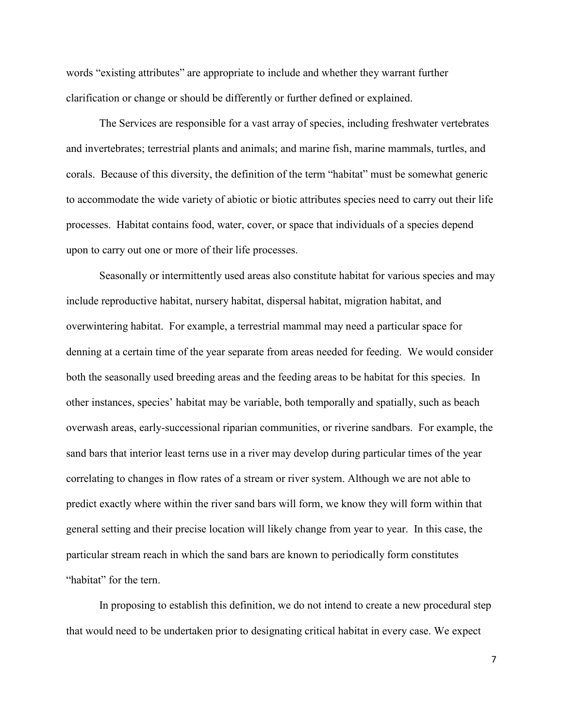words "existing attributes" are appropriate to include and whether they warrant further clarification or change or should be differently or further defined or explained.

The Services are responsible for a vast array of species, including freshwater vertebrates and invertebrates; terrestrial plants and animals; and marine fish, marine mammals, turtles, and corals. Because of this diversity, the definition of the term "habitat" must be somewhat generic to accommodate the wide variety of abiotic or biotic attributes species need to carry out their life processes. Habitat contains food, water, cover, or space that individuals of a species depend upon to carry out one or more of their life processes.

Seasonally or intermittently used areas also constitute habitat for various species and may include reproductive habitat, nursery habitat, dispersal habitat, migration habitat, and overwintering habitat. For example, a terrestrial mammal may need a particular space for denning at a certain time of the year separate from areas needed for feeding. We would consider both the seasonally used breeding areas and the feeding areas to be habitat for this species. In other instances, species' habitat may be variable, both temporally and spatially, such as beach overwash areas, early-successional riparian communities, or riverine sandbars. For example, the sand bars that interior least terns use in a river may develop during particular times of the year correlating to changes in flow rates of a stream or river system. Although we are not able to predict exactly where within the river sand bars will form, we know they will form within that general setting and their precise location will likely change from year to year. In this case, the particular stream reach in which the sand bars are known to periodically form constitutes "habitat" for the tern.

In proposing to establish this definition, we do not intend to create a new procedural step that would need to be undertaken prior to designating critical habitat in every case. We expect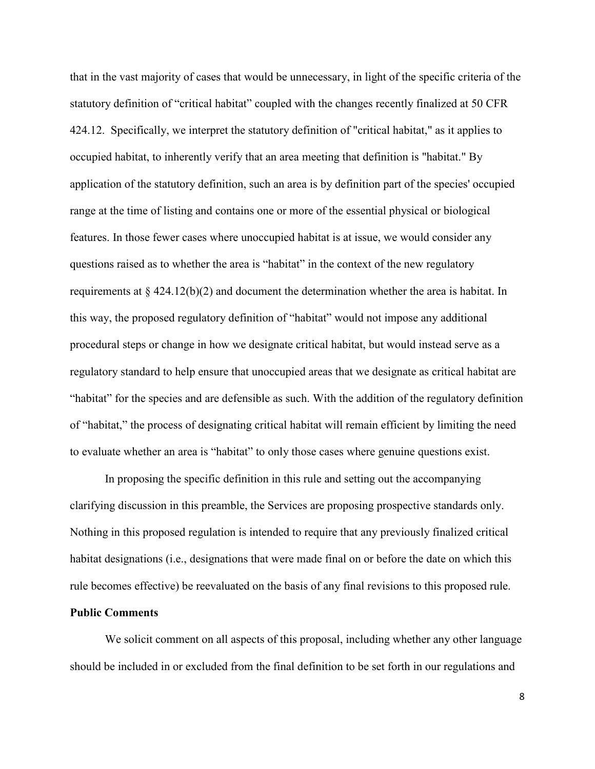that in the vast majority of cases that would be unnecessary, in light of the specific criteria of the statutory definition of "critical habitat" coupled with the changes recently finalized at 50 CFR 424.12. Specifically, we interpret the statutory definition of "critical habitat," as it applies to occupied habitat, to inherently verify that an area meeting that definition is "habitat." By application of the statutory definition, such an area is by definition part of the species' occupied range at the time of listing and contains one or more of the essential physical or biological features. In those fewer cases where unoccupied habitat is at issue, we would consider any questions raised as to whether the area is "habitat" in the context of the new regulatory requirements at § 424.12(b)(2) and document the determination whether the area is habitat. In this way, the proposed regulatory definition of "habitat" would not impose any additional procedural steps or change in how we designate critical habitat, but would instead serve as a regulatory standard to help ensure that unoccupied areas that we designate as critical habitat are "habitat" for the species and are defensible as such. With the addition of the regulatory definition of "habitat," the process of designating critical habitat will remain efficient by limiting the need to evaluate whether an area is "habitat" to only those cases where genuine questions exist.

In proposing the specific definition in this rule and setting out the accompanying clarifying discussion in this preamble, the Services are proposing prospective standards only. Nothing in this proposed regulation is intended to require that any previously finalized critical habitat designations (i.e., designations that were made final on or before the date on which this rule becomes effective) be reevaluated on the basis of any final revisions to this proposed rule.

**Public Comments**

We solicit comment on all aspects of this proposal, including whether any other language should be included in or excluded from the final definition to be set forth in our regulations and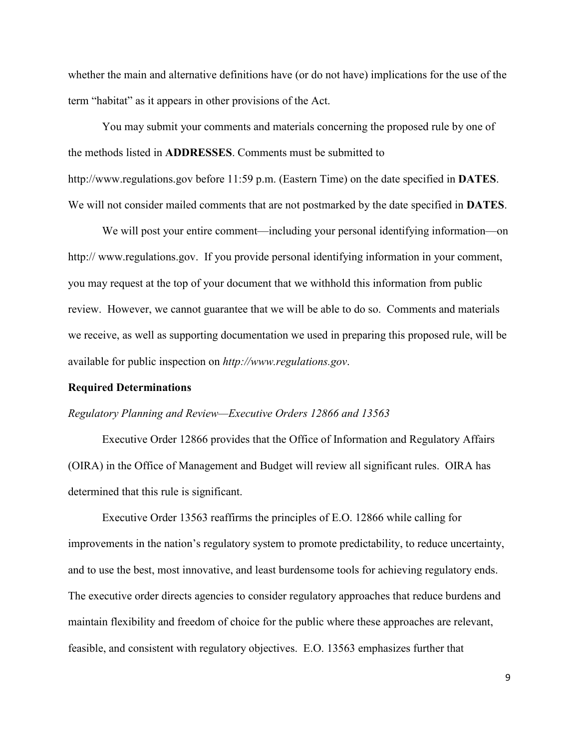whether the main and alternative definitions have (or do not have) implications for the use of the term "habitat" as it appears in other provisions of the Act.

You may submit your comments and materials concerning the proposed rule by one of the methods listed in **ADDRESSES**. Comments must be submitted to http://www.regulations.gov before 11:59 p.m. (Eastern Time) on the date specified in **DATES**. We will not consider mailed comments that are not postmarked by the date specified in **DATES**.

We will post your entire comment—including your personal identifying information—on http:// www.regulations.gov. If you provide personal identifying information in your comment, you may request at the top of your document that we withhold this information from public review. However, we cannot guarantee that we will be able to do so. Comments and materials we receive, as well as supporting documentation we used in preparing this proposed rule, will be available for public inspection on *http://www.regulations.gov*.

## Required Determinations

### *Regulatory Planning and Review—Executive Orders 12866 and 13563*

Executive Order 12866 provides that the Office of Information and Regulatory Affairs (OIRA) in the Office of Management and Budget will review all significant rules. OIRA has determined that this rule is significant.

Executive Order 13563 reaffirms the principles of E.O. 12866 while calling for improvements in the nation's regulatory system to promote predictability, to reduce uncertainty, and to use the best, most innovative, and least burdensome tools for achieving regulatory ends. The executive order directs agencies to consider regulatory approaches that reduce burdens and maintain flexibility and freedom of choice for the public where these approaches are relevant, feasible, and consistent with regulatory objectives. E.O. 13563 emphasizes further that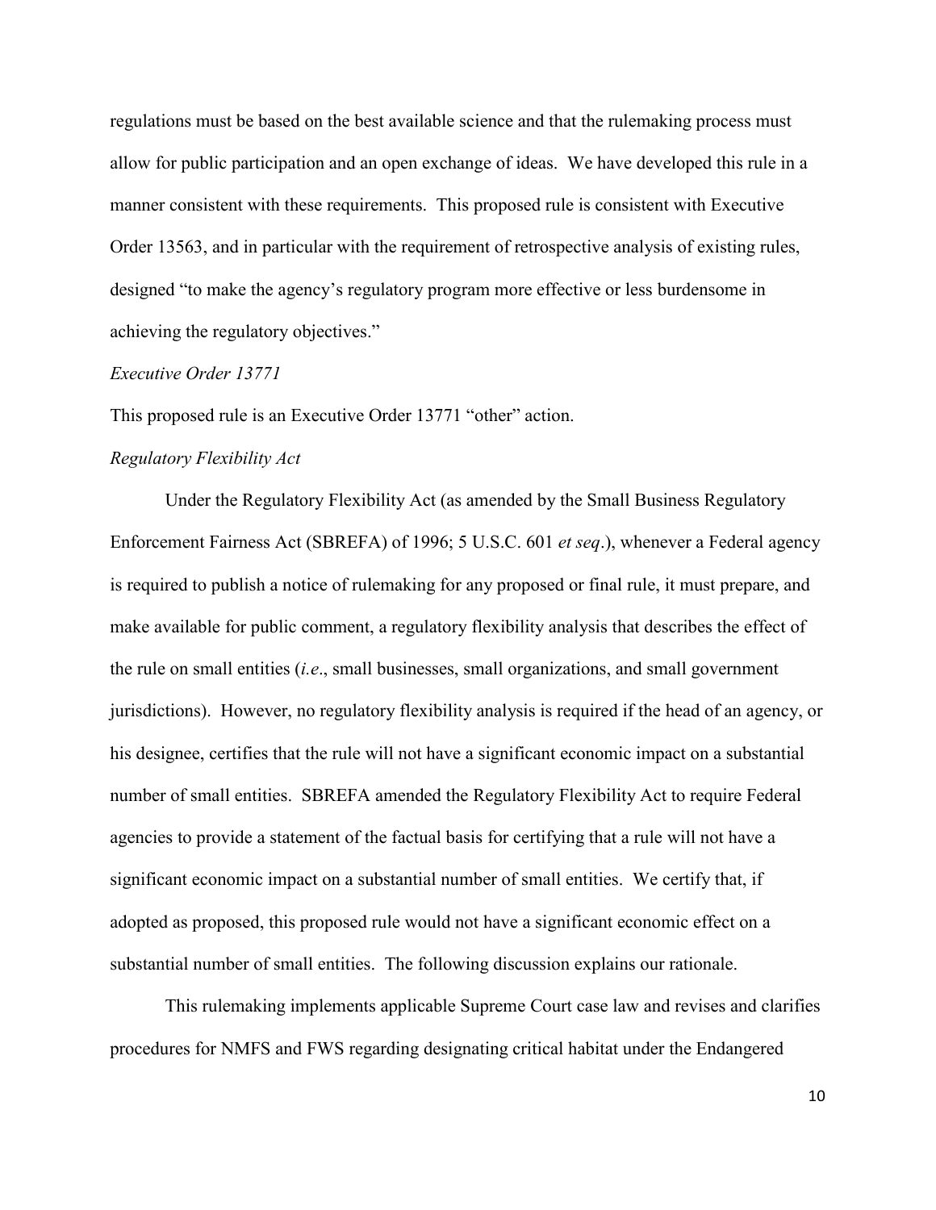regulations must be based on the best available science and that the rulemaking process must allow for public participation and an open exchange of ideas. We have developed this rule in a manner consistent with these requirements. This proposed rule is consistent with Executive Order 13563, and in particular with the requirement of retrospective analysis of existing rules, designed "to make the agency's regulatory program more effective or less burdensome in achieving the regulatory objectives."

*Executive Order 13771*

This proposed rule is an Executive Order 13771 "other" action.

*Regulatory Flexibility Act*

Under the Regulatory Flexibility Act (as amended by the Small Business Regulatory Enforcement Fairness Act (SBREFA) of 1996; 5 U.S.C. 601 *et seq*.), whenever a Federal agency is required to publish a notice of rulemaking for any proposed or final rule, it must prepare, and make available for public comment, a regulatory flexibility analysis that describes the effect of the rule on small entities (*i.e*., small businesses, small organizations, and small government jurisdictions). However, no regulatory flexibility analysis is required if the head of an agency, or his designee, certifies that the rule will not have a significant economic impact on a substantial number of small entities. SBREFA amended the Regulatory Flexibility Act to require Federal agencies to provide a statement of the factual basis for certifying that a rule will not have a significant economic impact on a substantial number of small entities. We certify that, if adopted as proposed, this proposed rule would not have a significant economic effect on a substantial number of small entities. The following discussion explains our rationale.

This rulemaking implements applicable Supreme Court case law and revises and clarifies procedures for NMFS and FWS regarding designating critical habitat under the Endangered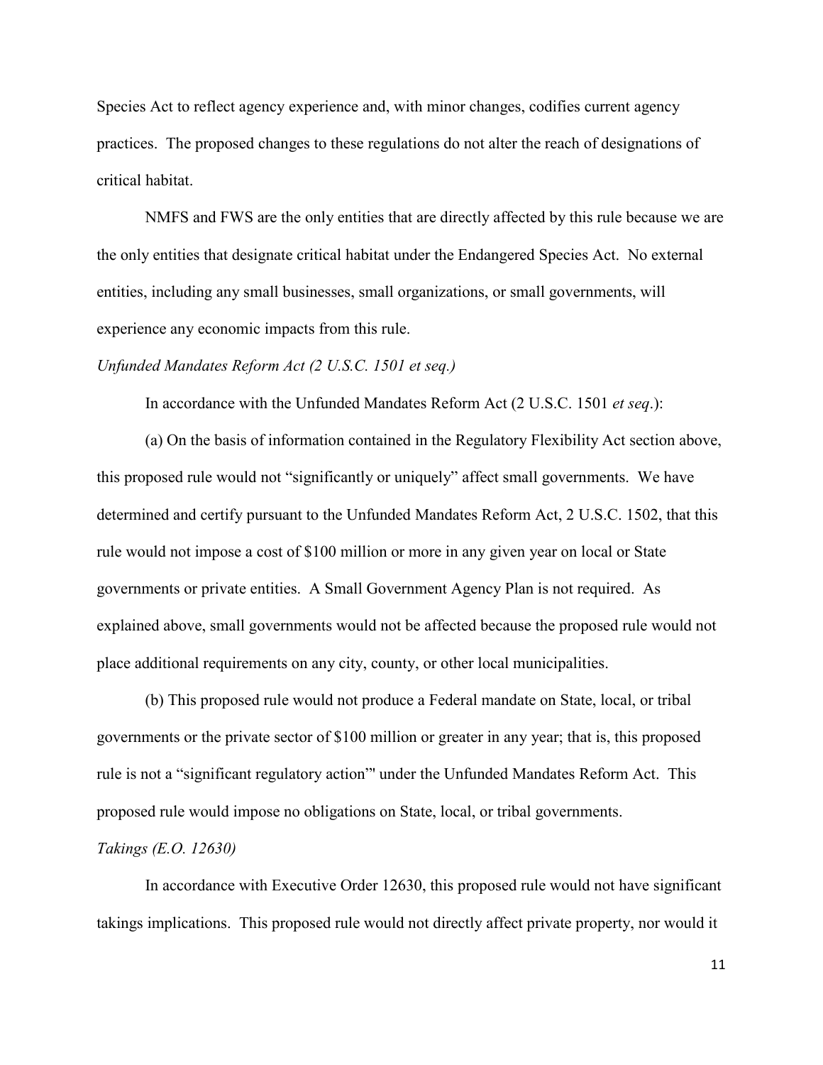Species Act to reflect agency experience and, with minor changes, codifies current agency practices. The proposed changes to these regulations do not alter the reach of designations of critical habitat.

NMFS and FWS are the only entities that are directly affected by this rule because we are the only entities that designate critical habitat under the Endangered Species Act. No external entities, including any small businesses, small organizations, or small governments, will experience any economic impacts from this rule.

*Unfunded Mandates Reform Act (2 U.S.C. 1501 et seq.)*

In accordance with the Unfunded Mandates Reform Act (2 U.S.C. 1501 *et seq*.):

(a) On the basis of information contained in the Regulatory Flexibility Act section above, this proposed rule would not "significantly or uniquely" affect small governments. We have determined and certify pursuant to the Unfunded Mandates Reform Act, 2 U.S.C. 1502, that this rule would not impose a cost of $100 million or more in any given year on local or State governments or private entities. A Small Government Agency Plan is not required. As explained above, small governments would not be affected because the proposed rule would not place additional requirements on any city, county, or other local municipalities.

(b) This proposed rule would not produce a Federal mandate on State, local, or tribal governments or the private sector of $100 million or greater in any year; that is, this proposed rule is not a "significant regulatory action"' under the Unfunded Mandates Reform Act. This proposed rule would impose no obligations on State, local, or tribal governments.

*Takings (E.O. 12630)*

In accordance with Executive Order 12630, this proposed rule would not have significant takings implications. This proposed rule would not directly affect private property, nor would it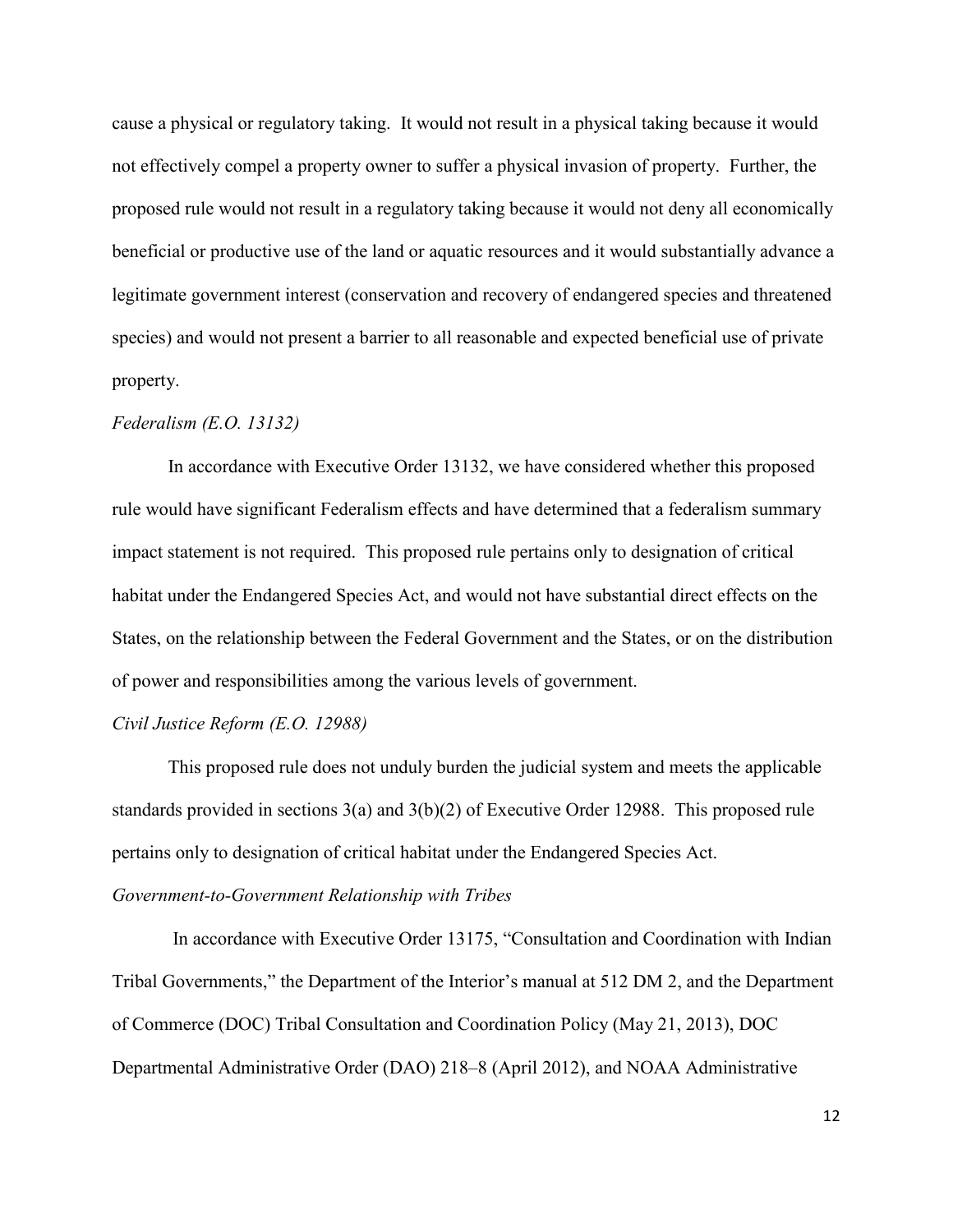cause a physical or regulatory taking. It would not result in a physical taking because it would not effectively compel a property owner to suffer a physical invasion of property. Further, the proposed rule would not result in a regulatory taking because it would not deny all economically beneficial or productive use of the land or aquatic resources and it would substantially advance a legitimate government interest (conservation and recovery of endangered species and threatened species) and would not present a barrier to all reasonable and expected beneficial use of private property.

*Federalism (E.O. 13132)*

In accordance with Executive Order 13132, we have considered whether this proposed rule would have significant Federalism effects and have determined that a federalism summary impact statement is not required. This proposed rule pertains only to designation of critical habitat under the Endangered Species Act, and would not have substantial direct effects on the States, on the relationship between the Federal Government and the States, or on the distribution of power and responsibilities among the various levels of government.

*Civil Justice Reform (E.O. 12988)*

This proposed rule does not unduly burden the judicial system and meets the applicable standards provided in sections 3(a) and 3(b)(2) of Executive Order 12988. This proposed rule pertains only to designation of critical habitat under the Endangered Species Act.

*Government-to-Government Relationship with Tribes*

In accordance with Executive Order 13175, "Consultation and Coordination with Indian Tribal Governments," the Department of the Interior's manual at 512 DM 2, and the Department of Commerce (DOC) Tribal Consultation and Coordination Policy (May 21, 2013), DOC Departmental Administrative Order (DAO) 218–8 (April 2012), and NOAA Administrative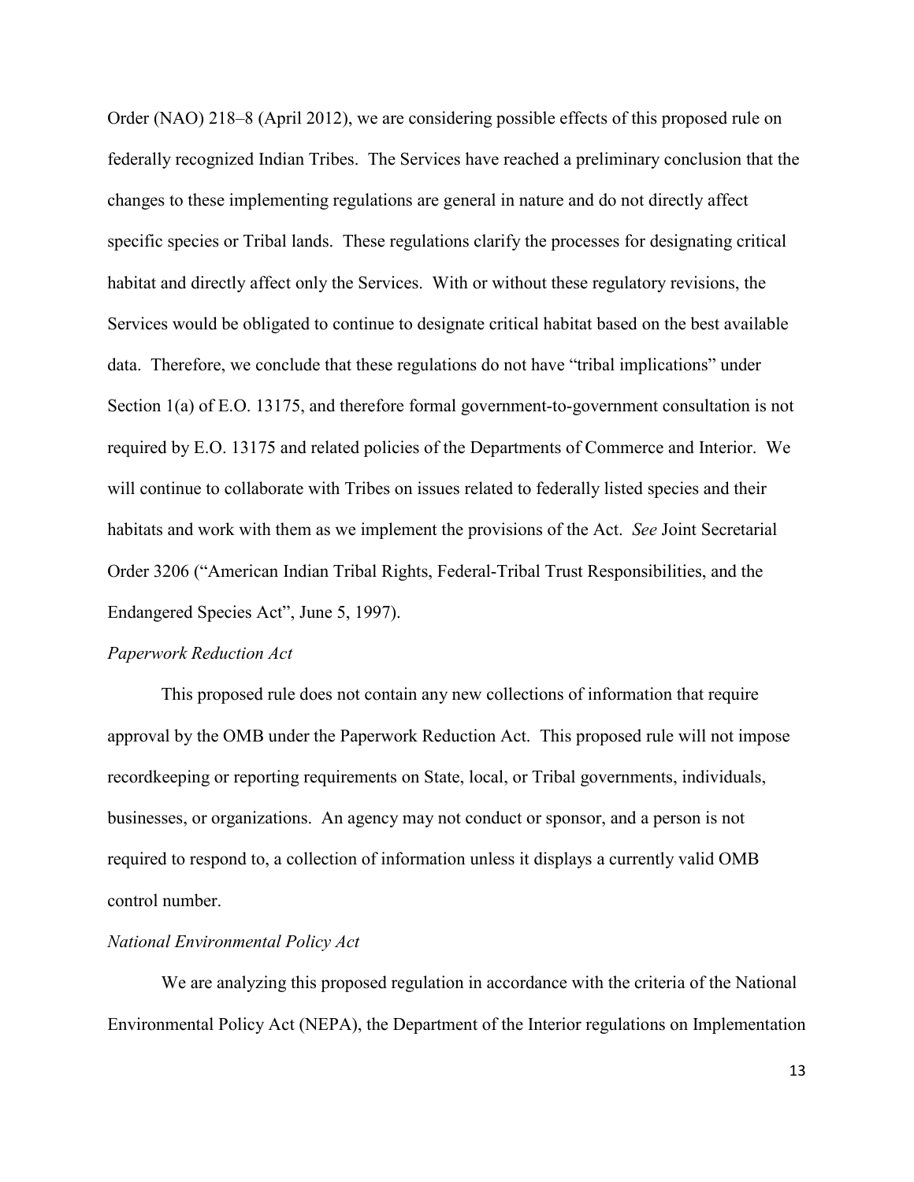Order (NAO) 218–8 (April 2012), we are considering possible effects of this proposed rule on federally recognized Indian Tribes. The Services have reached a preliminary conclusion that the changes to these implementing regulations are general in nature and do not directly affect specific species or Tribal lands. These regulations clarify the processes for designating critical habitat and directly affect only the Services. With or without these regulatory revisions, the Services would be obligated to continue to designate critical habitat based on the best available data. Therefore, we conclude that these regulations do not have "tribal implications" under Section 1(a) of E.O. 13175, and therefore formal government-to-government consultation is not required by E.O. 13175 and related policies of the Departments of Commerce and Interior. We will continue to collaborate with Tribes on issues related to federally listed species and their habitats and work with them as we implement the provisions of the Act. *See* Joint Secretarial Order 3206 ("American Indian Tribal Rights, Federal-Tribal Trust Responsibilities, and the Endangered Species Act", June 5, 1997).

*Paperwork Reduction Act*

This proposed rule does not contain any new collections of information that require approval by the OMB under the Paperwork Reduction Act. This proposed rule will not impose recordkeeping or reporting requirements on State, local, or Tribal governments, individuals, businesses, or organizations. An agency may not conduct or sponsor, and a person is not required to respond to, a collection of information unless it displays a currently valid OMB control number.

*National Environmental Policy Act*

We are analyzing this proposed regulation in accordance with the criteria of the National Environmental Policy Act (NEPA), the Department of the Interior regulations on Implementation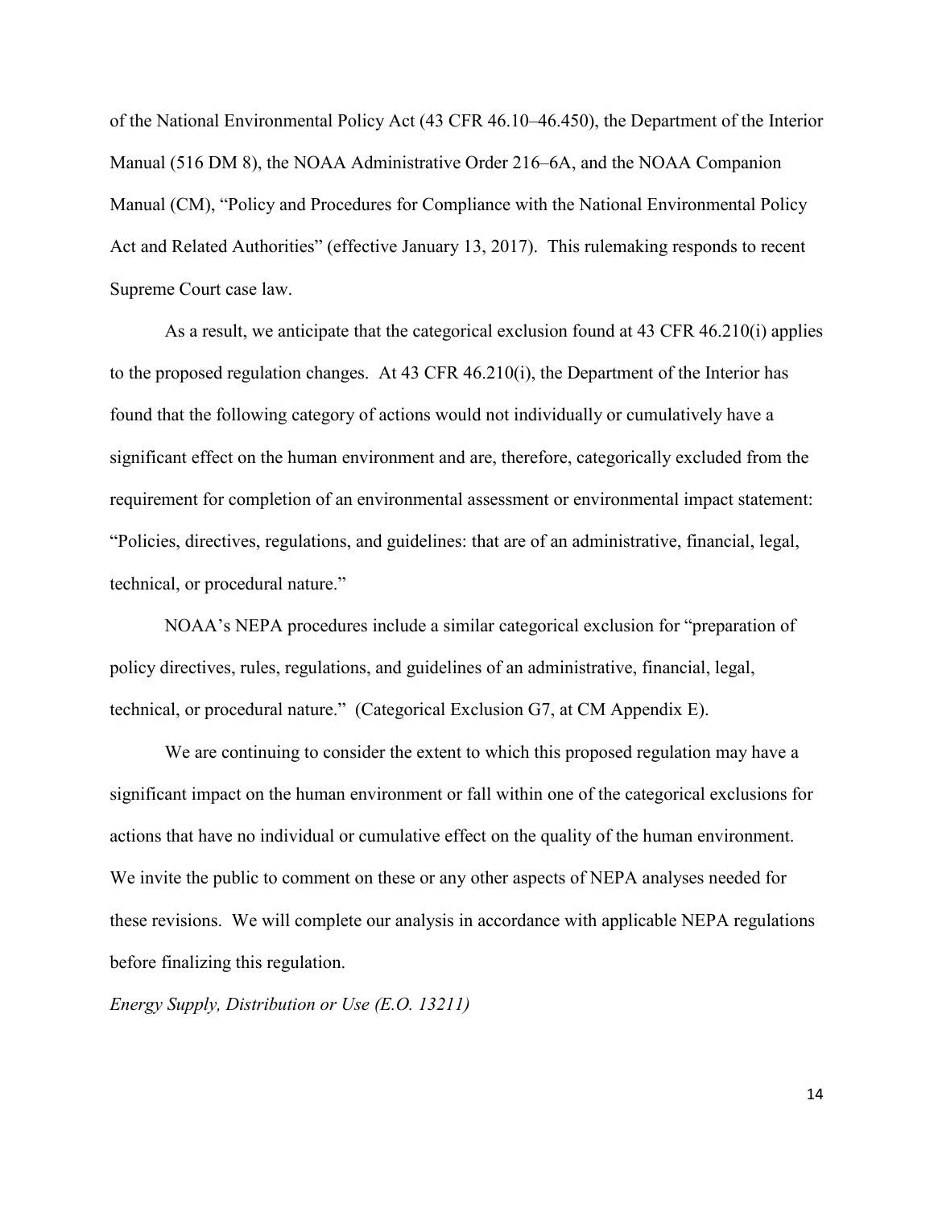of the National Environmental Policy Act (43 CFR 46.10–46.450), the Department of the Interior Manual (516 DM 8), the NOAA Administrative Order 216–6A, and the NOAA Companion Manual (CM), "Policy and Procedures for Compliance with the National Environmental Policy Act and Related Authorities" (effective January 13, 2017). This rulemaking responds to recent Supreme Court case law.

As a result, we anticipate that the categorical exclusion found at 43 CFR 46.210(i) applies to the proposed regulation changes. At 43 CFR 46.210(i), the Department of the Interior has found that the following category of actions would not individually or cumulatively have a significant effect on the human environment and are, therefore, categorically excluded from the requirement for completion of an environmental assessment or environmental impact statement: "Policies, directives, regulations, and guidelines: that are of an administrative, financial, legal, technical, or procedural nature."

NOAA's NEPA procedures include a similar categorical exclusion for "preparation of policy directives, rules, regulations, and guidelines of an administrative, financial, legal, technical, or procedural nature." (Categorical Exclusion G7, at CM Appendix E).

We are continuing to consider the extent to which this proposed regulation may have a significant impact on the human environment or fall within one of the categorical exclusions for actions that have no individual or cumulative effect on the quality of the human environment. We invite the public to comment on these or any other aspects of NEPA analyses needed for these revisions. We will complete our analysis in accordance with applicable NEPA regulations before finalizing this regulation.

*Energy Supply, Distribution or Use (E.O. 13211)*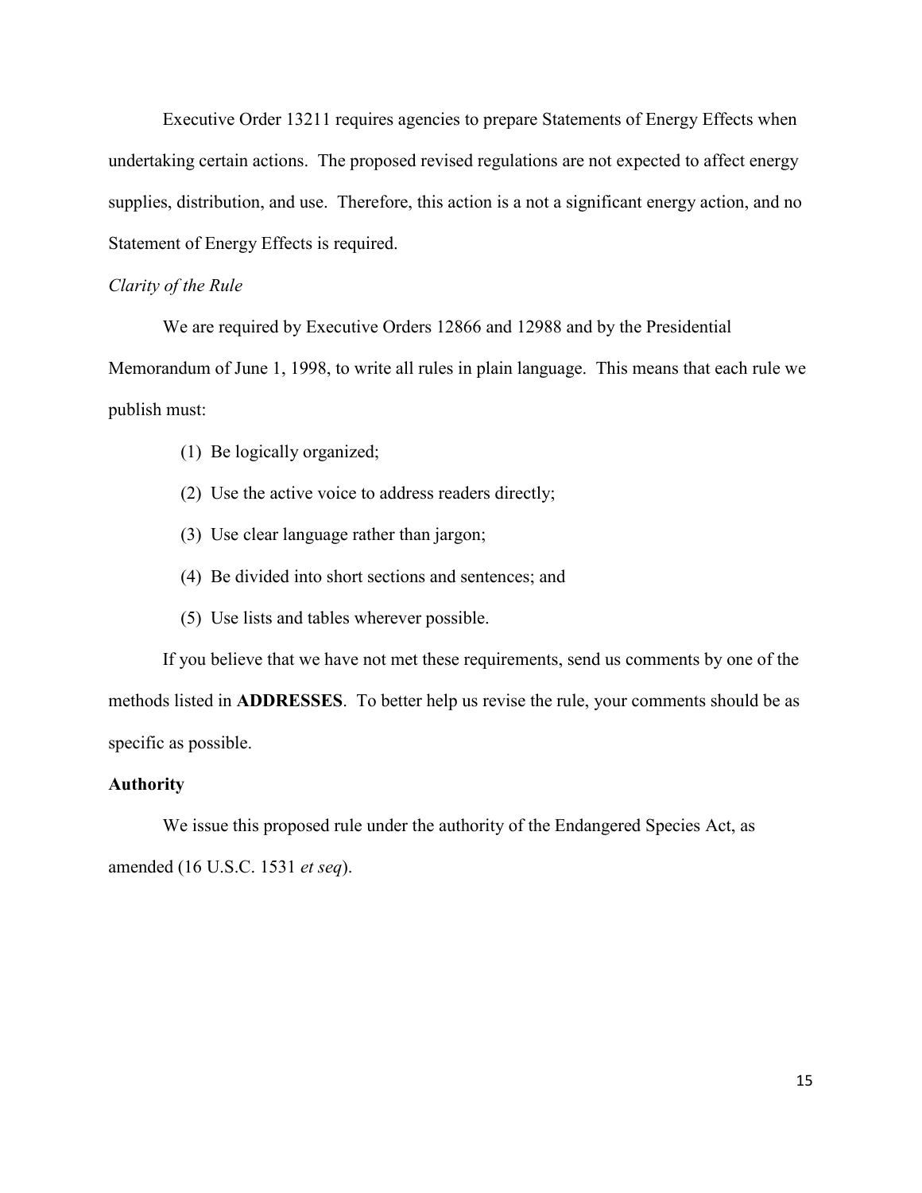Executive Order 13211 requires agencies to prepare Statements of Energy Effects when undertaking certain actions. The proposed revised regulations are not expected to affect energy supplies, distribution, and use. Therefore, this action is a not a significant energy action, and no Statement of Energy Effects is required.

*Clarity of the Rule*

We are required by Executive Orders 12866 and 12988 and by the Presidential Memorandum of June 1, 1998, to write all rules in plain language. This means that each rule we publish must:

(1) Be logically organized;

(2) Use the active voice to address readers directly;

(3) Use clear language rather than jargon;

(4) Be divided into short sections and sentences; and

(5) Use lists and tables wherever possible.

If you believe that we have not met these requirements, send us comments by one of the methods listed in **ADDRESSES**. To better help us revise the rule, your comments should be as specific as possible.

**Authority**

We issue this proposed rule under the authority of the Endangered Species Act, as amended (16 U.S.C. 1531 *et seq*).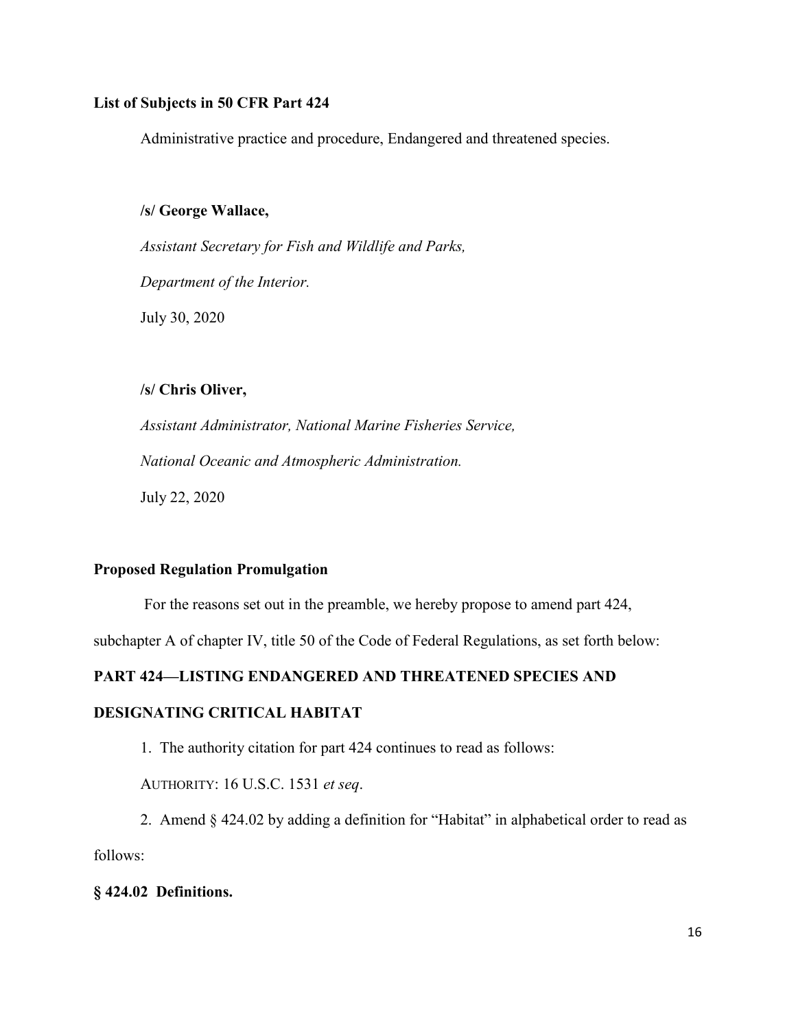**List of Subjects in 50 CFR Part 424**

Administrative practice and procedure, Endangered and threatened species.

**/s/ George Wallace,**

*Assistant Secretary for Fish and Wildlife and Parks,*

*Department of the Interior.*

July 30, 2020

**/s/ Chris Oliver,**

*Assistant Administrator, National Marine Fisheries Service,*

*National Oceanic and Atmospheric Administration.*

July 22, 2020

**Proposed Regulation Promulgation**

For the reasons set out in the preamble, we hereby propose to amend part 424, subchapter A of chapter IV, title 50 of the Code of Federal Regulations, as set forth below:

**PART 424—LISTING ENDANGERED AND THREATENED SPECIES AND DESIGNATING CRITICAL HABITAT**

1. The authority citation for part 424 continues to read as follows:

AUTHORITY: 16 U.S.C. 1531 *et seq*.

2. Amend § 424.02 by adding a definition for "Habitat" in alphabetical order to read as follows:

**§ 424.02 Definitions.**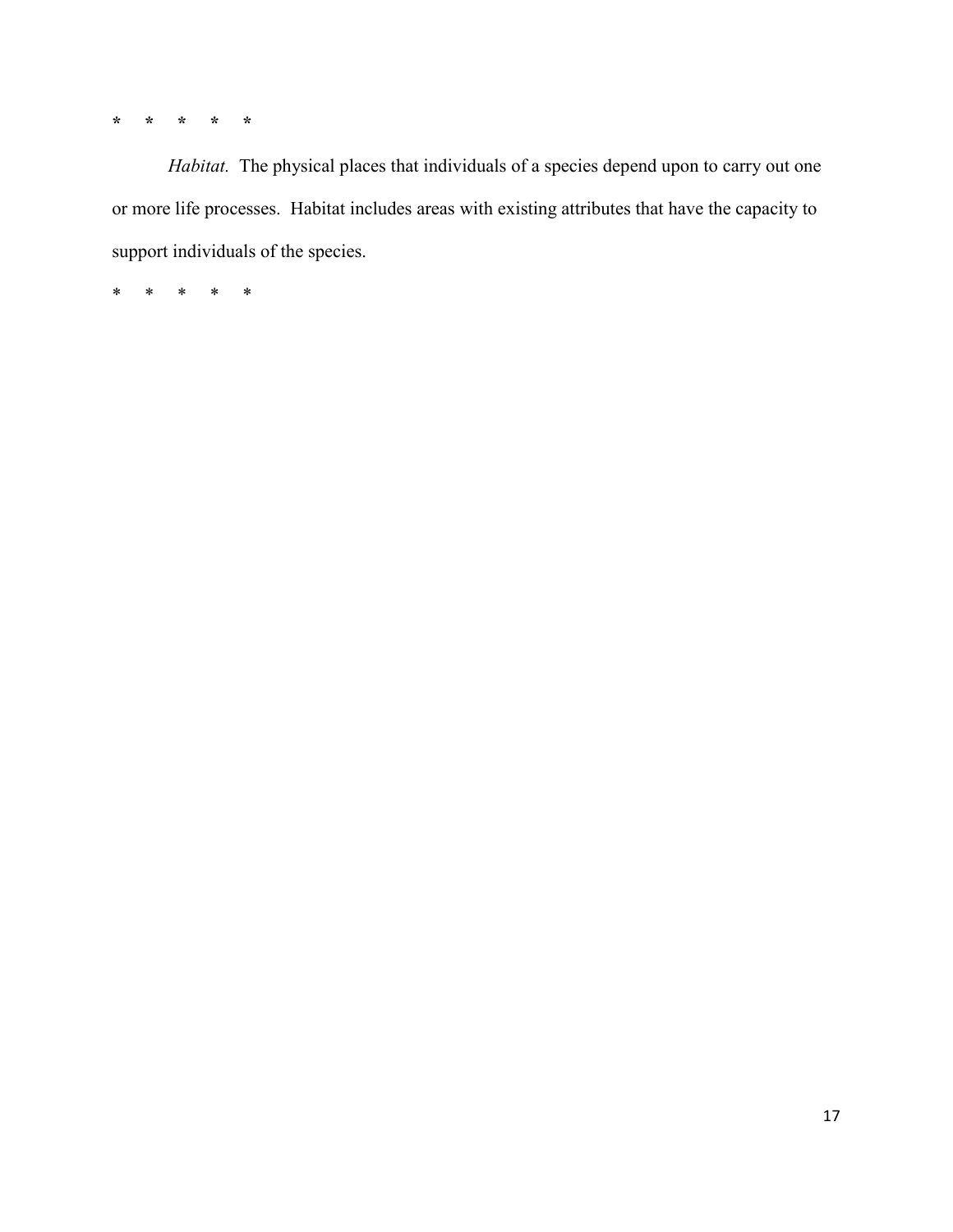*     *     *     *     *

*Habitat.* The physical places that individuals of a species depend upon to carry out one or more life processes. Habitat includes areas with existing attributes that have the capacity to support individuals of the species.

*     *     *     *     *